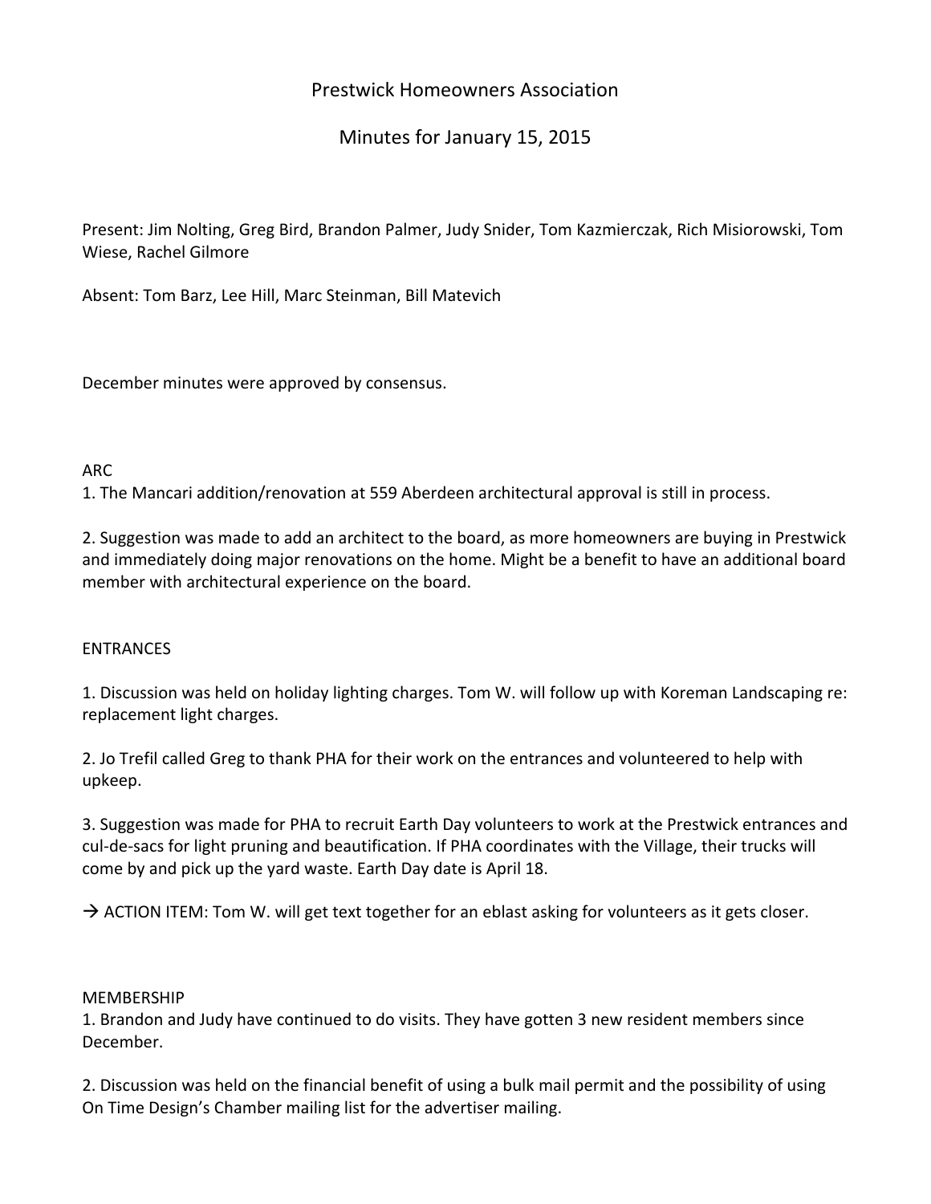# Prestwick Homeowners Association

## Minutes for January 15, 2015

Present: Jim Nolting, Greg Bird, Brandon Palmer, Judy Snider, Tom Kazmierczak, Rich Misiorowski, Tom Wiese, Rachel Gilmore

Absent: Tom Barz, Lee Hill, Marc Steinman, Bill Matevich

December minutes were approved by consensus.

### ARC

1. The Mancari addition/renovation at 559 Aberdeen architectural approval is still in process.

2. Suggestion was made to add an architect to the board, as more homeowners are buying in Prestwick and immediately doing major renovations on the home. Might be a benefit to have an additional board member with architectural experience on the board.

### ENTRANCES

1. Discussion was held on holiday lighting charges. Tom W. will follow up with Koreman Landscaping re: replacement light charges.

2. Jo Trefil called Greg to thank PHA for their work on the entrances and volunteered to help with upkeep.

3. Suggestion was made for PHA to recruit Earth Day volunteers to work at the Prestwick entrances and cul-de-sacs for light pruning and beautification. If PHA coordinates with the Village, their trucks will come by and pick up the yard waste. Earth Day date is April 18.

→ ACTION ITEM: Tom W. will get text together for an eblast asking for volunteers as it gets closer.

### MEMBERSHIP

1. Brandon and Judy have continued to do visits. They have gotten 3 new resident members since December.

2. Discussion was held on the financial benefit of using a bulk mail permit and the possibility of using On Time Design's Chamber mailing list for the advertiser mailing.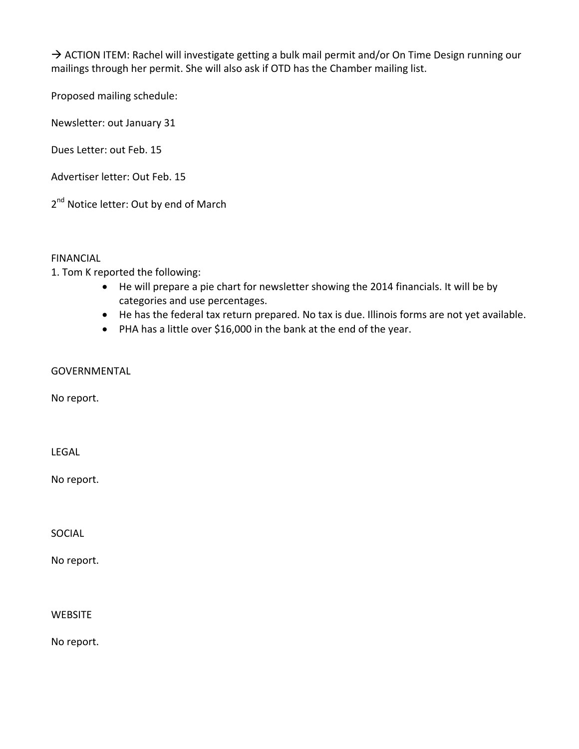→ ACTION ITEM: Rachel will investigate getting a bulk mail permit and/or On Time Design running our mailings through her permit. She will also ask if OTD has the Chamber mailing list.

Proposed mailing schedule:

Newsletter: out January 31

Dues Letter: out Feb. 15

Advertiser letter: Out Feb. 15

2nd Notice letter: Out by end of March

FINANCIAL

1. Tom K reported the following:
   - He will prepare a pie chart for newsletter showing the 2014 financials. It will be by categories and use percentages.
   - He has the federal tax return prepared. No tax is due. Illinois forms are not yet available.
   - PHA has a little over $16,000 in the bank at the end of the year.

GOVERNMENTAL

No report.

LEGAL

No report.

SOCIAL

No report.

WEBSITE

No report.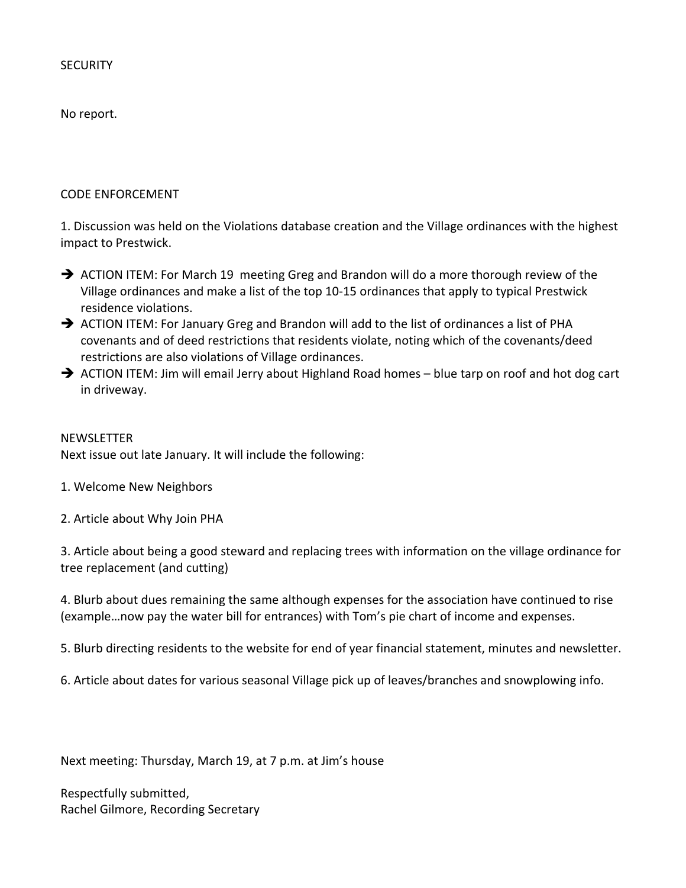## SECURITY

No report.

## CODE ENFORCEMENT

1. Discussion was held on the Violations database creation and the Village ordinances with the highest impact to Prestwick.

- ➔ ACTION ITEM: For March 19 meeting Greg and Brandon will do a more thorough review of the Village ordinances and make a list of the top 10-15 ordinances that apply to typical Prestwick residence violations.
- ➔ ACTION ITEM: For January Greg and Brandon will add to the list of ordinances a list of PHA covenants and of deed restrictions that residents violate, noting which of the covenants/deed restrictions are also violations of Village ordinances.
- ➔ ACTION ITEM: Jim will email Jerry about Highland Road homes – blue tarp on roof and hot dog cart in driveway.

## NEWSLETTER

Next issue out late January. It will include the following:

1. Welcome New Neighbors

2. Article about Why Join PHA

3. Article about being a good steward and replacing trees with information on the village ordinance for tree replacement (and cutting)

4. Blurb about dues remaining the same although expenses for the association have continued to rise (example…now pay the water bill for entrances) with Tom's pie chart of income and expenses.

5. Blurb directing residents to the website for end of year financial statement, minutes and newsletter.

6. Article about dates for various seasonal Village pick up of leaves/branches and snowplowing info.

Next meeting: Thursday, March 19, at 7 p.m. at Jim's house

Respectfully submitted,
Rachel Gilmore, Recording Secretary